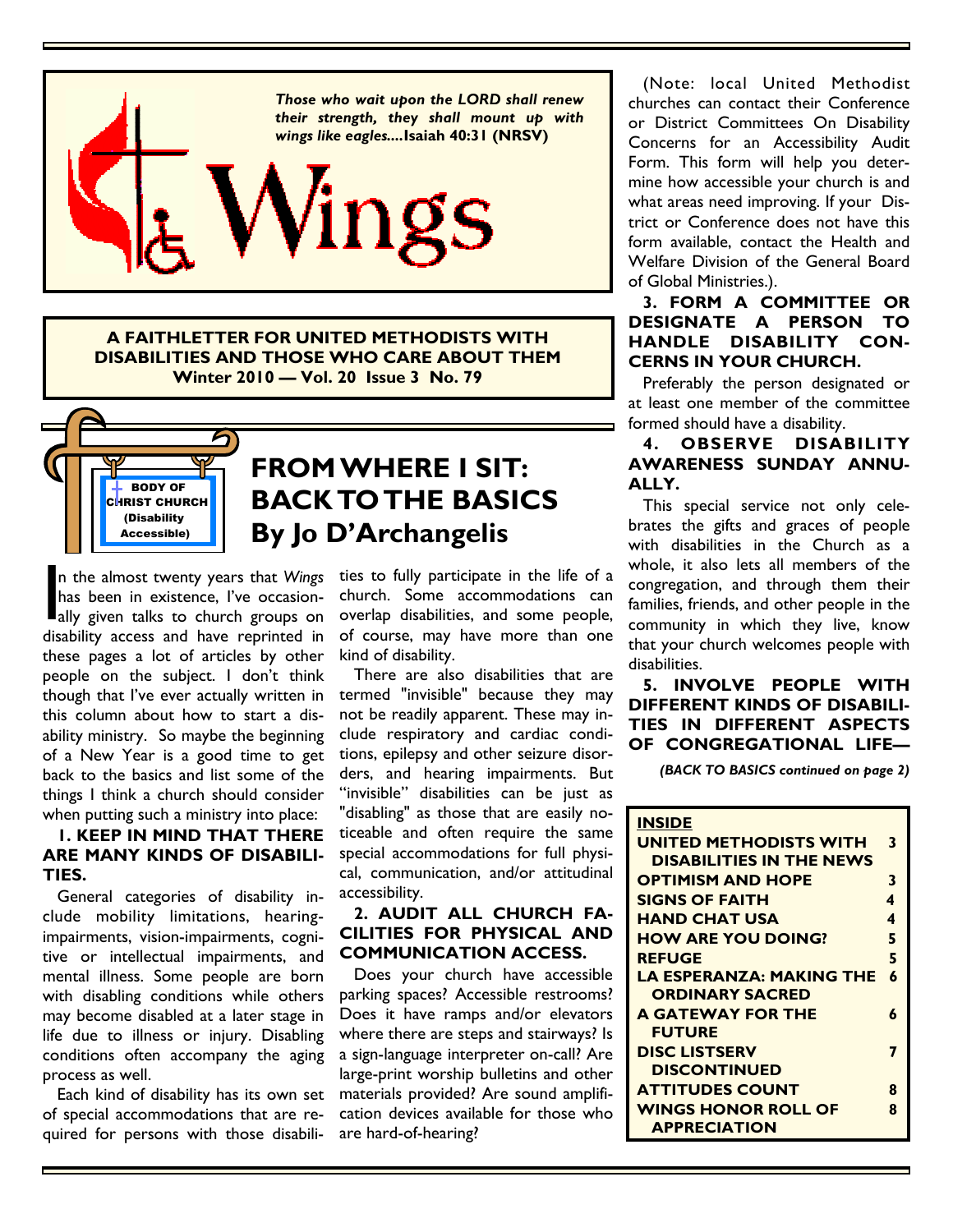*Those who wait upon the LORD shall renew their strength, they shall mount up with wings like eagles....***Isaiah 40:31 (NRSV)**

# Wings

**A FAITHLETTER FOR UNITED METHODISTS WITH DISABILITIES AND THOSE WHO CARE ABOUT THEM**
**Winter 2010 — Vol. 20 Issue 3 No. 79**

BODY OF CHRIST CHURCH (Disability Accessible)

## FROM WHERE I SIT: BACK TO THE BASICS
## By Jo D'Archangelis

In the almost twenty years that *Wings* has been in existence, I've occasionally given talks to church groups on disability access and have reprinted in these pages a lot of articles by other people on the subject. I don't think though that I've ever actually written in this column about how to start a disability ministry. So maybe the beginning of a New Year is a good time to get back to the basics and list some of the things I think a church should consider when putting such a ministry into place:

**1. KEEP IN MIND THAT THERE ARE MANY KINDS OF DISABILITIES.**

General categories of disability include mobility limitations, hearing-impairments, vision-impairments, cognitive or intellectual impairments, and mental illness. Some people are born with disabling conditions while others may become disabled at a later stage in life due to illness or injury. Disabling conditions often accompany the aging process as well.

Each kind of disability has its own set of special accommodations that are required for persons with those disabilities to fully participate in the life of a church. Some accommodations can overlap disabilities, and some people, of course, may have more than one kind of disability.

There are also disabilities that are termed "invisible" because they may not be readily apparent. These may include respiratory and cardiac conditions, epilepsy and other seizure disorders, and hearing impairments. But "invisible" disabilities can be just as "disabling" as those that are easily noticeable and often require the same special accommodations for full physical, communication, and/or attitudinal accessibility.

**2. AUDIT ALL CHURCH FACILITIES FOR PHYSICAL AND COMMUNICATION ACCESS.**

Does your church have accessible parking spaces? Accessible restrooms? Does it have ramps and/or elevators where there are steps and stairways? Is a sign-language interpreter on-call? Are large-print worship bulletins and other materials provided? Are sound amplification devices available for those who are hard-of-hearing?

(Note: local United Methodist churches can contact their Conference or District Committees On Disability Concerns for an Accessibility Audit Form. This form will help you determine how accessible your church is and what areas need improving. If your District or Conference does not have this form available, contact the Health and Welfare Division of the General Board of Global Ministries.).

**3. FORM A COMMITTEE OR DESIGNATE A PERSON TO HANDLE DISABILITY CONCERNS IN YOUR CHURCH.**

Preferably the person designated or at least one member of the committee formed should have a disability.

**4. OBSERVE DISABILITY AWARENESS SUNDAY ANNUALLY.**

This special service not only celebrates the gifts and graces of people with disabilities in the Church as a whole, it also lets all members of the congregation, and through them their families, friends, and other people in the community in which they live, know that your church welcomes people with disabilities.

**5. INVOLVE PEOPLE WITH DIFFERENT KINDS OF DISABILITIES IN DIFFERENT ASPECTS OF CONGREGATIONAL LIFE—**

***(BACK TO BASICS continued on page 2)***

| **INSIDE** | |
|---|---|
| **UNITED METHODISTS WITH DISABILITIES IN THE NEWS** | **3** |
| **OPTIMISM AND HOPE** | **3** |
| **SIGNS OF FAITH** | **4** |
| **HAND CHAT USA** | **4** |
| **HOW ARE YOU DOING?** | **5** |
| **REFUGE** | **5** |
| **LA ESPERANZA: MAKING THE ORDINARY SACRED** | **6** |
| **A GATEWAY FOR THE FUTURE** | **6** |
| **DISC LISTSERV DISCONTINUED** | **7** |
| **ATTITUDES COUNT** | **8** |
| **WINGS HONOR ROLL OF APPRECIATION** | **8** |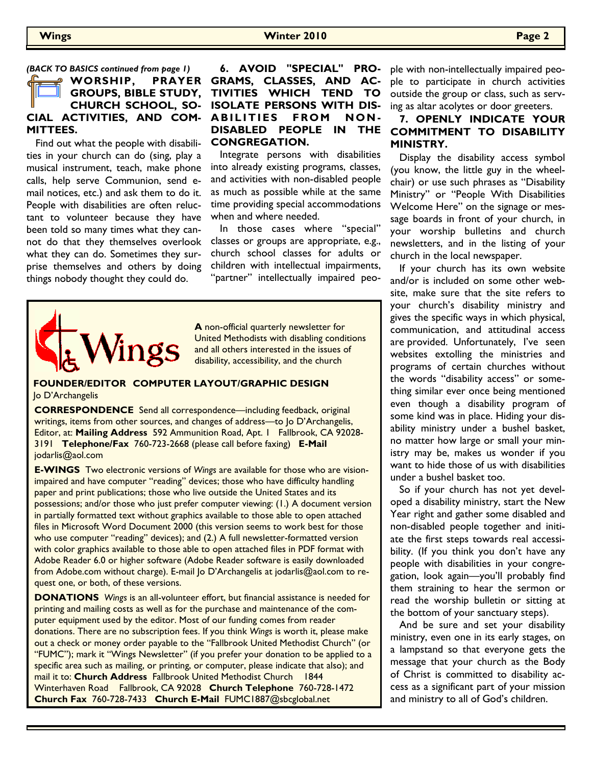*(BACK TO BASICS continued from page 1)*

**WORSHIP, PRAYER GROUPS, BIBLE STUDY, CHURCH SCHOOL, SOCIAL ACTIVITIES, AND COMMITTEES.**

Find out what the people with disabilities in your church can do (sing, play a musical instrument, teach, make phone calls, help serve Communion, send e-mail notices, etc.) and ask them to do it. People with disabilities are often reluctant to volunteer because they have been told so many times what they cannot do that they themselves overlook what they can do. Sometimes they surprise themselves and others by doing things nobody thought they could do.

**6. AVOID "SPECIAL" PROGRAMS, CLASSES, AND ACTIVITIES WHICH TEND TO ISOLATE PERSONS WITH DISABILITIES FROM NON-DISABLED PEOPLE IN THE CONGREGATION.**

Integrate persons with disabilities into already existing programs, classes, and activities with non-disabled people as much as possible while at the same time providing special accommodations when and where needed.

In those cases where "special" classes or groups are appropriate, e.g., church school classes for adults or children with intellectual impairments, "partner" intellectually impaired people with non-intellectually impaired people to participate in church activities outside the group or class, such as serving as altar acolytes or door greeters.

**7. OPENLY INDICATE YOUR COMMITMENT TO DISABILITY MINISTRY.**

Display the disability access symbol (you know, the little guy in the wheelchair) or use such phrases as "Disability Ministry" or "People With Disabilities Welcome Here" on the signage or message boards in front of your church, in your worship bulletins and church newsletters, and in the listing of your church in the local newspaper.

If your church has its own website and/or is included on some other website, make sure that the site refers to your church's disability ministry and gives the specific ways in which physical, communication, and attitudinal access are provided. Unfortunately, I've seen websites extolling the ministries and programs of certain churches without the words "disability access" or something similar ever once being mentioned even though a disability program of some kind was in place. Hiding your disability ministry under a bushel basket, no matter how large or small your ministry may be, makes us wonder if you want to hide those of us with disabilities under a bushel basket too.

So if your church has not yet developed a disability ministry, start the New Year right and gather some disabled and non-disabled people together and initiate the first steps towards real accessibility. (If you think you don't have any people with disabilities in your congregation, look again—you'll probably find them straining to hear the sermon or read the worship bulletin or sitting at the bottom of your sanctuary steps).

And be sure and set your disability ministry, even one in its early stages, on a lampstand so that everyone gets the message that your church as the Body of Christ is committed to disability access as a significant part of your mission and ministry to all of God's children.

---

**Wings**

**A** non-official quarterly newsletter for United Methodists with disabling conditions and all others interested in the issues of disability, accessibility, and the church

**FOUNDER/EDITOR COMPUTER LAYOUT/GRAPHIC DESIGN**
Jo D'Archangelis

**CORRESPONDENCE** Send all correspondence—including feedback, original writings, items from other sources, and changes of address—to Jo D'Archangelis, Editor, at: **Mailing Address** 592 Ammunition Road, Apt. 1 Fallbrook, CA 92028-3191 **Telephone/Fax** 760-723-2668 (please call before faxing) **E-Mail** jodarlis@aol.com

**E-WINGS** Two electronic versions of *Wings* are available for those who are vision-impaired and have computer "reading" devices; those who have difficulty handling paper and print publications; those who live outside the United States and its possessions; and/or those who just prefer computer viewing: (1.) A document version in partially formatted text without graphics available to those able to open attached files in Microsoft Word Document 2000 (this version seems to work best for those who use computer "reading" devices); and (2.) A full newsletter-formatted version with color graphics available to those able to open attached files in PDF format with Adobe Reader 6.0 or higher software (Adobe Reader software is easily downloaded from Adobe.com without charge). E-mail Jo D'Archangelis at jodarlis@aol.com to request one, or both, of these versions.

**DONATIONS** *Wings* is an all-volunteer effort, but financial assistance is needed for printing and mailing costs as well as for the purchase and maintenance of the computer equipment used by the editor. Most of our funding comes from reader donations. There are no subscription fees. If you think *Wings* is worth it, please make out a check or money order payable to the "Fallbrook United Methodist Church" (or "FUMC"); mark it "Wings Newsletter" (if you prefer your donation to be applied to a specific area such as mailing, or printing, or computer, please indicate that also); and mail it to: **Church Address** Fallbrook United Methodist Church 1844 Winterhaven Road Fallbrook, CA 92028 **Church Telephone** 760-728-1472 **Church Fax** 760-728-7433 **Church E-Mail** FUMC1887@sbcglobal.net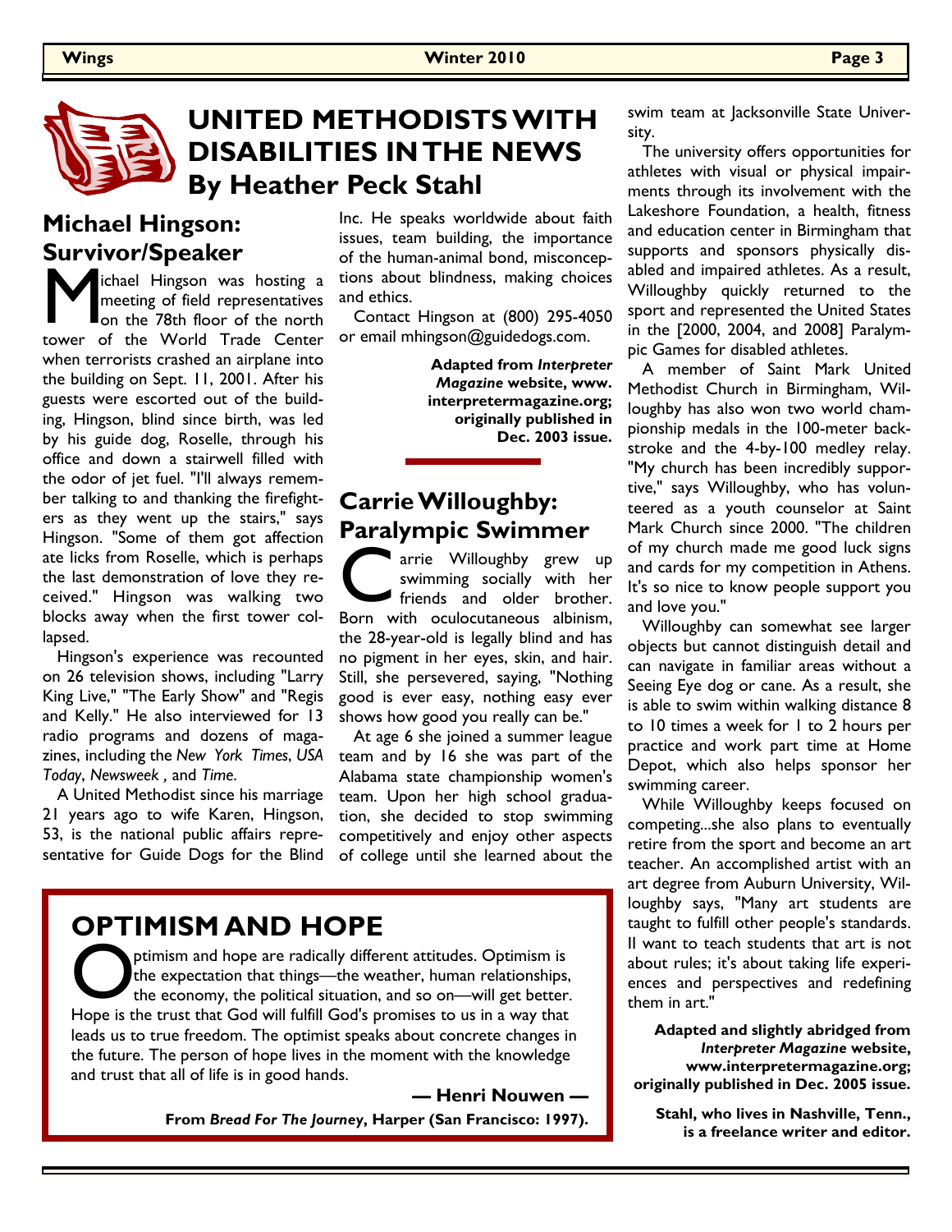# UNITED METHODISTS WITH DISABILITIES IN THE NEWS

## By Heather Peck Stahl

### Michael Hingson: Survivor/Speaker

Michael Hingson was hosting a meeting of field representatives on the 78th floor of the north tower of the World Trade Center when terrorists crashed an airplane into the building on Sept. 11, 2001. After his guests were escorted out of the building, Hingson, blind since birth, was led by his guide dog, Roselle, through his office and down a stairwell filled with the odor of jet fuel. "I'll always remember talking to and thanking the firefighters as they went up the stairs," says Hingson. "Some of them got affection ate licks from Roselle, which is perhaps the last demonstration of love they received." Hingson was walking two blocks away when the first tower collapsed.

Hingson's experience was recounted on 26 television shows, including "Larry King Live," "The Early Show" and "Regis and Kelly." He also interviewed for 13 radio programs and dozens of magazines, including the *New York Times*, *USA Today*, *Newsweek* , and *Time*.

A United Methodist since his marriage 21 years ago to wife Karen, Hingson, 53, is the national public affairs representative for Guide Dogs for the Blind Inc. He speaks worldwide about faith issues, team building, the importance of the human-animal bond, misconceptions about blindness, making choices and ethics.

Contact Hingson at (800) 295-4050 or email mhingson@guidedogs.com.

**Adapted from *Interpreter Magazine* website, www.interpretermagazine.org; originally published in Dec. 2003 issue.**

### Carrie Willoughby: Paralympic Swimmer

Carrie Willoughby grew up swimming socially with her friends and older brother. Born with oculocutaneous albinism, the 28-year-old is legally blind and has no pigment in her eyes, skin, and hair. Still, she persevered, saying, "Nothing good is ever easy, nothing easy ever shows how good you really can be."

At age 6 she joined a summer league team and by 16 she was part of the Alabama state championship women's team. Upon her high school graduation, she decided to stop swimming competitively and enjoy other aspects of college until she learned about the swim team at Jacksonville State University.

The university offers opportunities for athletes with visual or physical impairments through its involvement with the Lakeshore Foundation, a health, fitness and education center in Birmingham that supports and sponsors physically disabled and impaired athletes. As a result, Willoughby quickly returned to the sport and represented the United States in the [2000, 2004, and 2008] Paralympic Games for disabled athletes.

A member of Saint Mark United Methodist Church in Birmingham, Willoughby has also won two world championship medals in the 100-meter backstroke and the 4-by-100 medley relay. "My church has been incredibly supportive," says Willoughby, who has volunteered as a youth counselor at Saint Mark Church since 2000. "The children of my church made me good luck signs and cards for my competition in Athens. It's so nice to know people support you and love you."

Willoughby can somewhat see larger objects but cannot distinguish detail and can navigate in familiar areas without a Seeing Eye dog or cane. As a result, she is able to swim within walking distance 8 to 10 times a week for 1 to 2 hours per practice and work part time at Home Depot, which also helps sponsor her swimming career.

While Willoughby keeps focused on competing...she also plans to eventually retire from the sport and become an art teacher. An accomplished artist with an art degree from Auburn University, Willoughby says, "Many art students are taught to fulfill other people's standards. II want to teach students that art is not about rules; it's about taking life experiences and perspectives and redefining them in art."

**Adapted and slightly abridged from *Interpreter Magazine* website, www.interpretermagazine.org; originally published in Dec. 2005 issue.**

**Stahl, who lives in Nashville, Tenn., is a freelance writer and editor.**

## OPTIMISM AND HOPE

Optimism and hope are radically different attitudes. Optimism is the expectation that things—the weather, human relationships, the economy, the political situation, and so on—will get better. Hope is the trust that God will fulfill God's promises to us in a way that leads us to true freedom. The optimist speaks about concrete changes in the future. The person of hope lives in the moment with the knowledge and trust that all of life is in good hands.

**— Henri Nouwen —**

**From *Bread For The Journey*, Harper (San Francisco: 1997).**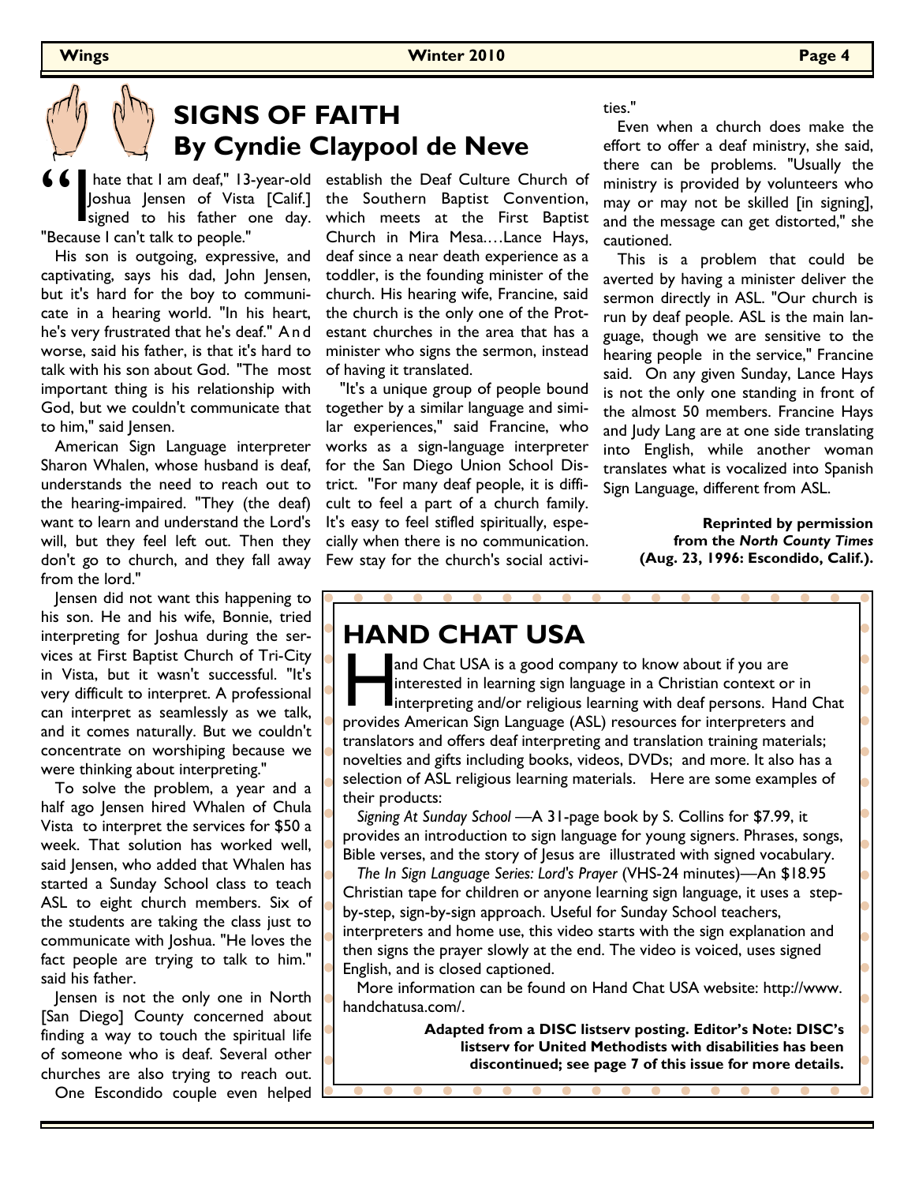# SIGNS OF FAITH
## By Cyndie Claypool de Neve

"I hate that I am deaf," 13-year-old Joshua Jensen of Vista [Calif.] signed to his father one day. "Because I can't talk to people."

His son is outgoing, expressive, and captivating, says his dad, John Jensen, but it's hard for the boy to communicate in a hearing world. "In his heart, he's very frustrated that he's deaf." And worse, said his father, is that it's hard to talk with his son about God. "The most important thing is his relationship with God, but we couldn't communicate that to him," said Jensen.

American Sign Language interpreter Sharon Whalen, whose husband is deaf, understands the need to reach out to the hearing-impaired. "They (the deaf) want to learn and understand the Lord's will, but they feel left out. Then they don't go to church, and they fall away from the lord."

Jensen did not want this happening to his son. He and his wife, Bonnie, tried interpreting for Joshua during the services at First Baptist Church of Tri-City in Vista, but it wasn't successful. "It's very difficult to interpret. A professional can interpret as seamlessly as we talk, and it comes naturally. But we couldn't concentrate on worshiping because we were thinking about interpreting."

To solve the problem, a year and a half ago Jensen hired Whalen of Chula Vista to interpret the services for $50 a week. That solution has worked well, said Jensen, who added that Whalen has started a Sunday School class to teach ASL to eight church members. Six of the students are taking the class just to communicate with Joshua. "He loves the fact people are trying to talk to him." said his father.

Jensen is not the only one in North [San Diego] County concerned about finding a way to touch the spiritual life of someone who is deaf. Several other churches are also trying to reach out. One Escondido couple even helped establish the Deaf Culture Church of the Southern Baptist Convention, which meets at the First Baptist Church in Mira Mesa.…Lance Hays, deaf since a near death experience as a toddler, is the founding minister of the church. His hearing wife, Francine, said the church is the only one of the Protestant churches in the area that has a minister who signs the sermon, instead of having it translated.

"It's a unique group of people bound together by a similar language and similar experiences," said Francine, who works as a sign-language interpreter for the San Diego Union School District. "For many deaf people, it is difficult to feel a part of a church family. It's easy to feel stifled spiritually, especially when there is no communication. Few stay for the church's social activities."

Even when a church does make the effort to offer a deaf ministry, she said, there can be problems. "Usually the ministry is provided by volunteers who may or may not be skilled [in signing], and the message can get distorted," she cautioned.

This is a problem that could be averted by having a minister deliver the sermon directly in ASL. "Our church is run by deaf people. ASL is the main language, though we are sensitive to the hearing people in the service," Francine said. On any given Sunday, Lance Hays is not the only one standing in front of the almost 50 members. Francine Hays and Judy Lang are at one side translating into English, while another woman translates what is vocalized into Spanish Sign Language, different from ASL.

**Reprinted by permission from the *North County Times* (Aug. 23, 1996: Escondido, Calif.).**

# HAND CHAT USA

Hand Chat USA is a good company to know about if you are interested in learning sign language in a Christian context or in interpreting and/or religious learning with deaf persons. Hand Chat provides American Sign Language (ASL) resources for interpreters and translators and offers deaf interpreting and translation training materials; novelties and gifts including books, videos, DVDs; and more. It also has a selection of ASL religious learning materials. Here are some examples of their products:

*Signing At Sunday School* —A 31-page book by S. Collins for $7.99, it provides an introduction to sign language for young signers. Phrases, songs, Bible verses, and the story of Jesus are illustrated with signed vocabulary.

*The In Sign Language Series: Lord's Prayer* (VHS-24 minutes)—An $18.95 Christian tape for children or anyone learning sign language, it uses a step-by-step, sign-by-sign approach. Useful for Sunday School teachers, interpreters and home use, this video starts with the sign explanation and then signs the prayer slowly at the end. The video is voiced, uses signed English, and is closed captioned.

More information can be found on Hand Chat USA website: http://www.handchatusa.com/.

**Adapted from a DISC listserv posting. Editor's Note: DISC's listserv for United Methodists with disabilities has been discontinued; see page 7 of this issue for more details.**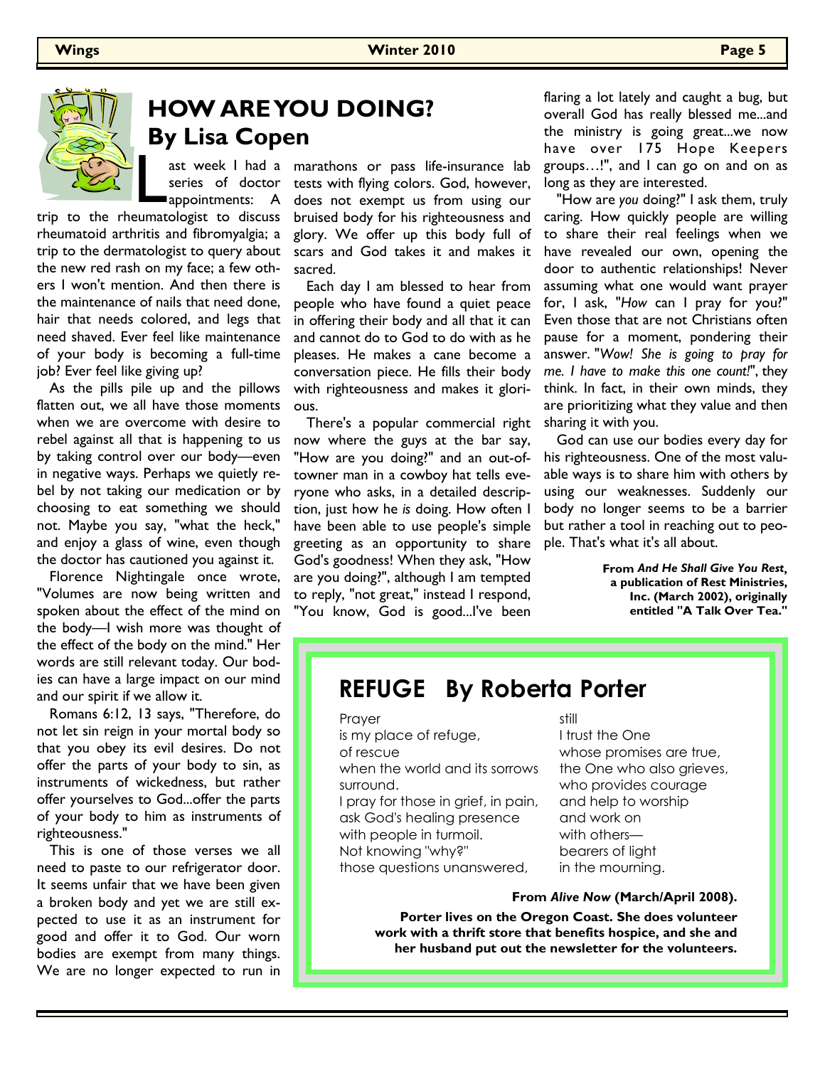## HOW ARE YOU DOING?
## By Lisa Copen

Last week I had a series of doctor appointments: A trip to the rheumatologist to discuss rheumatoid arthritis and fibromyalgia; a trip to the dermatologist to query about the new red rash on my face; a few others I won't mention. And then there is the maintenance of nails that need done, hair that needs colored, and legs that need shaved. Ever feel like maintenance of your body is becoming a full-time job? Ever feel like giving up?

As the pills pile up and the pillows flatten out, we all have those moments when we are overcome with desire to rebel against all that is happening to us by taking control over our body—even in negative ways. Perhaps we quietly rebel by not taking our medication or by choosing to eat something we should not. Maybe you say, "what the heck," and enjoy a glass of wine, even though the doctor has cautioned you against it.

Florence Nightingale once wrote, "Volumes are now being written and spoken about the effect of the mind on the body—I wish more was thought of the effect of the body on the mind." Her words are still relevant today. Our bodies can have a large impact on our mind and our spirit if we allow it.

Romans 6:12, 13 says, "Therefore, do not let sin reign in your mortal body so that you obey its evil desires. Do not offer the parts of your body to sin, as instruments of wickedness, but rather offer yourselves to God...offer the parts of your body to him as instruments of righteousness."

This is one of those verses we all need to paste to our refrigerator door. It seems unfair that we have been given a broken body and yet we are still expected to use it as an instrument for good and offer it to God. Our worn bodies are exempt from many things. We are no longer expected to run in marathons or pass life-insurance lab tests with flying colors. God, however, does not exempt us from using our bruised body for his righteousness and glory. We offer up this body full of scars and God takes it and makes it sacred.

Each day I am blessed to hear from people who have found a quiet peace in offering their body and all that it can and cannot do to God to do with as he pleases. He makes a cane become a conversation piece. He fills their body with righteousness and makes it glorious.

There's a popular commercial right now where the guys at the bar say, "How are you doing?" and an out-of-towner man in a cowboy hat tells everyone who asks, in a detailed description, just how he *is* doing. How often I have been able to use people's simple greeting as an opportunity to share God's goodness! When they ask, "How are you doing?", although I am tempted to reply, "not great," instead I respond, "You know, God is good...I've been flaring a lot lately and caught a bug, but overall God has really blessed me...and the ministry is going great...we now have over 175 Hope Keepers groups…!", and I can go on and on as long as they are interested.

"How are *you* doing?" I ask them, truly caring. How quickly people are willing to share their real feelings when we have revealed our own, opening the door to authentic relationships! Never assuming what one would want prayer for, I ask, "*How* can I pray for you?" Even those that are not Christians often pause for a moment, pondering their answer. "*Wow! She is going to pray for me. I have to make this one count!*", they think. In fact, in their own minds, they are prioritizing what they value and then sharing it with you.

God can use our bodies every day for his righteousness. One of the most valuable ways is to share him with others by using our weaknesses. Suddenly our body no longer seems to be a barrier but rather a tool in reaching out to people. That's what it's all about.

**From *And He Shall Give You Rest*, a publication of Rest Ministries, Inc. (March 2002), originally entitled "A Talk Over Tea."**

## REFUGE By Roberta Porter

Prayer
is my place of refuge,
of rescue
when the world and its sorrows
surround.
I pray for those in grief, in pain,
ask God's healing presence
with people in turmoil.
Not knowing "why?"
those questions unanswered,
still
I trust the One
whose promises are true,
the One who also grieves,
who provides courage
and help to worship
and work on
with others—
bearers of light
in the mourning.

**From *Alive Now* (March/April 2008).**

**Porter lives on the Oregon Coast. She does volunteer work with a thrift store that benefits hospice, and she and her husband put out the newsletter for the volunteers.**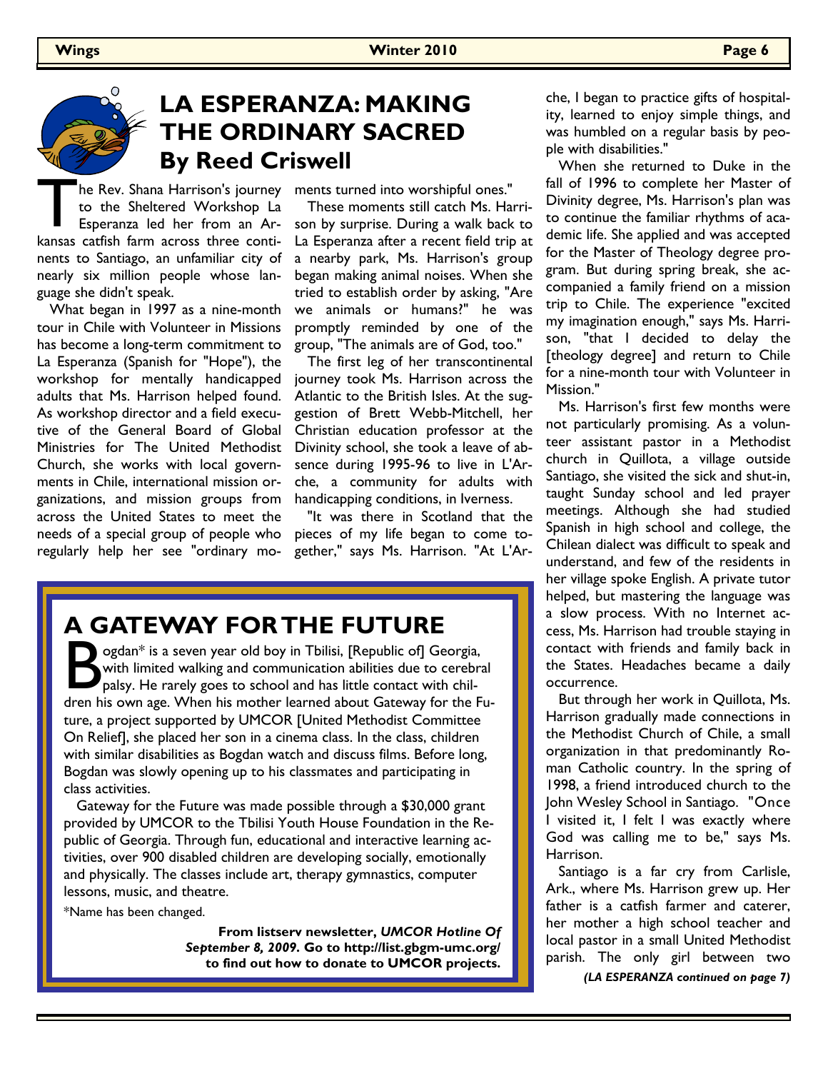## LA ESPERANZA: MAKING THE ORDINARY SACRED
### By Reed Criswell

The Rev. Shana Harrison's journey to the Sheltered Workshop La Esperanza led her from an Arkansas catfish farm across three continents to Santiago, an unfamiliar city of nearly six million people whose language she didn't speak.

What began in 1997 as a nine-month tour in Chile with Volunteer in Missions has become a long-term commitment to La Esperanza (Spanish for "Hope"), the workshop for mentally handicapped adults that Ms. Harrison helped found. As workshop director and a field executive of the General Board of Global Ministries for The United Methodist Church, she works with local governments in Chile, international mission organizations, and mission groups from across the United States to meet the needs of a special group of people who regularly help her see "ordinary moments turned into worshipful ones."

These moments still catch Ms. Harrison by surprise. During a walk back to La Esperanza after a recent field trip at a nearby park, Ms. Harrison's group began making animal noises. When she tried to establish order by asking, "Are we animals or humans?" he was promptly reminded by one of the group, "The animals are of God, too."

The first leg of her transcontinental journey took Ms. Harrison across the Atlantic to the British Isles. At the suggestion of Brett Webb-Mitchell, her Christian education professor at the Divinity school, she took a leave of absence during 1995-96 to live in L'Arche, a community for adults with handicapping conditions, in Iverness.

"It was there in Scotland that the pieces of my life began to come together," says Ms. Harrison. "At L'Arche, I began to practice gifts of hospitality, learned to enjoy simple things, and was humbled on a regular basis by people with disabilities."

When she returned to Duke in the fall of 1996 to complete her Master of Divinity degree, Ms. Harrison's plan was to continue the familiar rhythms of academic life. She applied and was accepted for the Master of Theology degree program. But during spring break, she accompanied a family friend on a mission trip to Chile. The experience "excited my imagination enough," says Ms. Harrison, "that I decided to delay the [theology degree] and return to Chile for a nine-month tour with Volunteer in Mission."

Ms. Harrison's first few months were not particularly promising. As a volunteer assistant pastor in a Methodist church in Quillota, a village outside Santiago, she visited the sick and shut-in, taught Sunday school and led prayer meetings. Although she had studied Spanish in high school and college, the Chilean dialect was difficult to speak and understand, and few of the residents in her village spoke English. A private tutor helped, but mastering the language was a slow process. With no Internet access, Ms. Harrison had trouble staying in contact with friends and family back in the States. Headaches became a daily occurrence.

But through her work in Quillota, Ms. Harrison gradually made connections in the Methodist Church of Chile, a small organization in that predominantly Roman Catholic country. In the spring of 1998, a friend introduced church to the John Wesley School in Santiago. "Once I visited it, I felt I was exactly where God was calling me to be," says Ms. Harrison.

Santiago is a far cry from Carlisle, Ark., where Ms. Harrison grew up. Her father is a catfish farmer and caterer, her mother a high school teacher and local pastor in a small United Methodist parish. The only girl between two

***(LA ESPERANZA continued on page 7)***

## A GATEWAY FOR THE FUTURE

Bogdan* is a seven year old boy in Tbilisi, [Republic of] Georgia, with limited walking and communication abilities due to cerebral palsy. He rarely goes to school and has little contact with children his own age. When his mother learned about Gateway for the Future, a project supported by UMCOR [United Methodist Committee On Relief], she placed her son in a cinema class. In the class, children with similar disabilities as Bogdan watch and discuss films. Before long, Bogdan was slowly opening up to his classmates and participating in class activities.

Gateway for the Future was made possible through a $30,000 grant provided by UMCOR to the Tbilisi Youth House Foundation in the Republic of Georgia. Through fun, educational and interactive learning activities, over 900 disabled children are developing socially, emotionally and physically. The classes include art, therapy gymnastics, computer lessons, music, and theatre.

*Name has been changed.

**From listserv newsletter, *UMCOR Hotline Of September 8, 2009*. Go to http://list.gbgm-umc.org/ to find out how to donate to UMCOR projects.**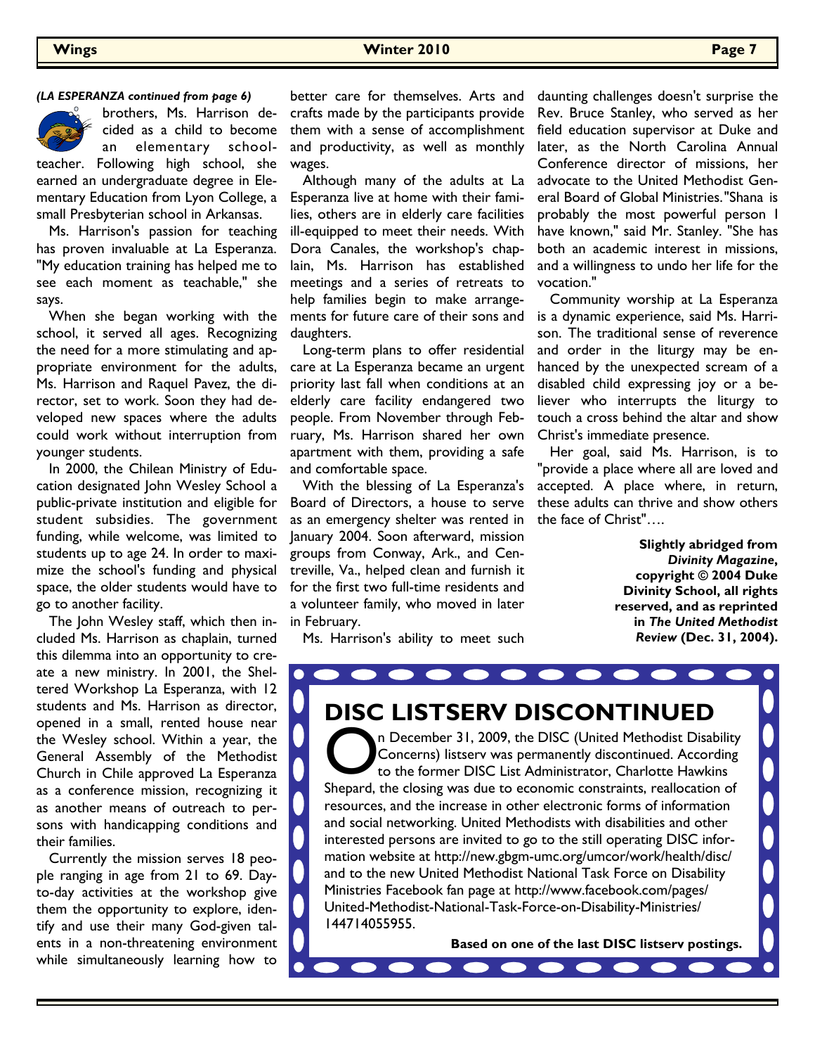*(LA ESPERANZA continued from page 6)*

brothers, Ms. Harrison decided as a child to become an elementary schoolteacher. Following high school, she earned an undergraduate degree in Elementary Education from Lyon College, a small Presbyterian school in Arkansas.

Ms. Harrison's passion for teaching has proven invaluable at La Esperanza. "My education training has helped me to see each moment as teachable," she says.

When she began working with the school, it served all ages. Recognizing the need for a more stimulating and appropriate environment for the adults, Ms. Harrison and Raquel Pavez, the director, set to work. Soon they had developed new spaces where the adults could work without interruption from younger students.

In 2000, the Chilean Ministry of Education designated John Wesley School a public-private institution and eligible for student subsidies. The government funding, while welcome, was limited to students up to age 24. In order to maximize the school's funding and physical space, the older students would have to go to another facility.

The John Wesley staff, which then included Ms. Harrison as chaplain, turned this dilemma into an opportunity to create a new ministry. In 2001, the Sheltered Workshop La Esperanza, with 12 students and Ms. Harrison as director, opened in a small, rented house near the Wesley school. Within a year, the General Assembly of the Methodist Church in Chile approved La Esperanza as a conference mission, recognizing it as another means of outreach to persons with handicapping conditions and their families.

Currently the mission serves 18 people ranging in age from 21 to 69. Day-to-day activities at the workshop give them the opportunity to explore, identify and use their many God-given talents in a non-threatening environment while simultaneously learning how to better care for themselves. Arts and crafts made by the participants provide them with a sense of accomplishment and productivity, as well as monthly wages.

Although many of the adults at La Esperanza live at home with their families, others are in elderly care facilities ill-equipped to meet their needs. With Dora Canales, the workshop's chaplain, Ms. Harrison has established meetings and a series of retreats to help families begin to make arrangements for future care of their sons and daughters.

Long-term plans to offer residential care at La Esperanza became an urgent priority last fall when conditions at an elderly care facility endangered two people. From November through February, Ms. Harrison shared her own apartment with them, providing a safe and comfortable space.

With the blessing of La Esperanza's Board of Directors, a house to serve as an emergency shelter was rented in January 2004. Soon afterward, mission groups from Conway, Ark., and Centreville, Va., helped clean and furnish it for the first two full-time residents and a volunteer family, who moved in later in February.

Ms. Harrison's ability to meet such daunting challenges doesn't surprise the Rev. Bruce Stanley, who served as her field education supervisor at Duke and later, as the North Carolina Annual Conference director of missions, her advocate to the United Methodist General Board of Global Ministries. "Shana is probably the most powerful person I have known," said Mr. Stanley. "She has both an academic interest in missions, and a willingness to undo her life for the vocation."

Community worship at La Esperanza is a dynamic experience, said Ms. Harrison. The traditional sense of reverence and order in the liturgy may be enhanced by the unexpected scream of a disabled child expressing joy or a believer who interrupts the liturgy to touch a cross behind the altar and show Christ's immediate presence.

Her goal, said Ms. Harrison, is to "provide a place where all are loved and accepted. A place where, in return, these adults can thrive and show others the face of Christ"….

**Slightly abridged from *Divinity Magazine*, copyright © 2004 Duke Divinity School, all rights reserved, and as reprinted in *The United Methodist Review* (Dec. 31, 2004).**

## DISC LISTSERV DISCONTINUED

On December 31, 2009, the DISC (United Methodist Disability Concerns) listserv was permanently discontinued. According to the former DISC List Administrator, Charlotte Hawkins Shepard, the closing was due to economic constraints, reallocation of resources, and the increase in other electronic forms of information and social networking. United Methodists with disabilities and other interested persons are invited to go to the still operating DISC information website at http://new.gbgm-umc.org/umcor/work/health/disc/ and to the new United Methodist National Task Force on Disability Ministries Facebook fan page at http://www.facebook.com/pages/United-Methodist-National-Task-Force-on-Disability-Ministries/144714055955.

**Based on one of the last DISC listserv postings.**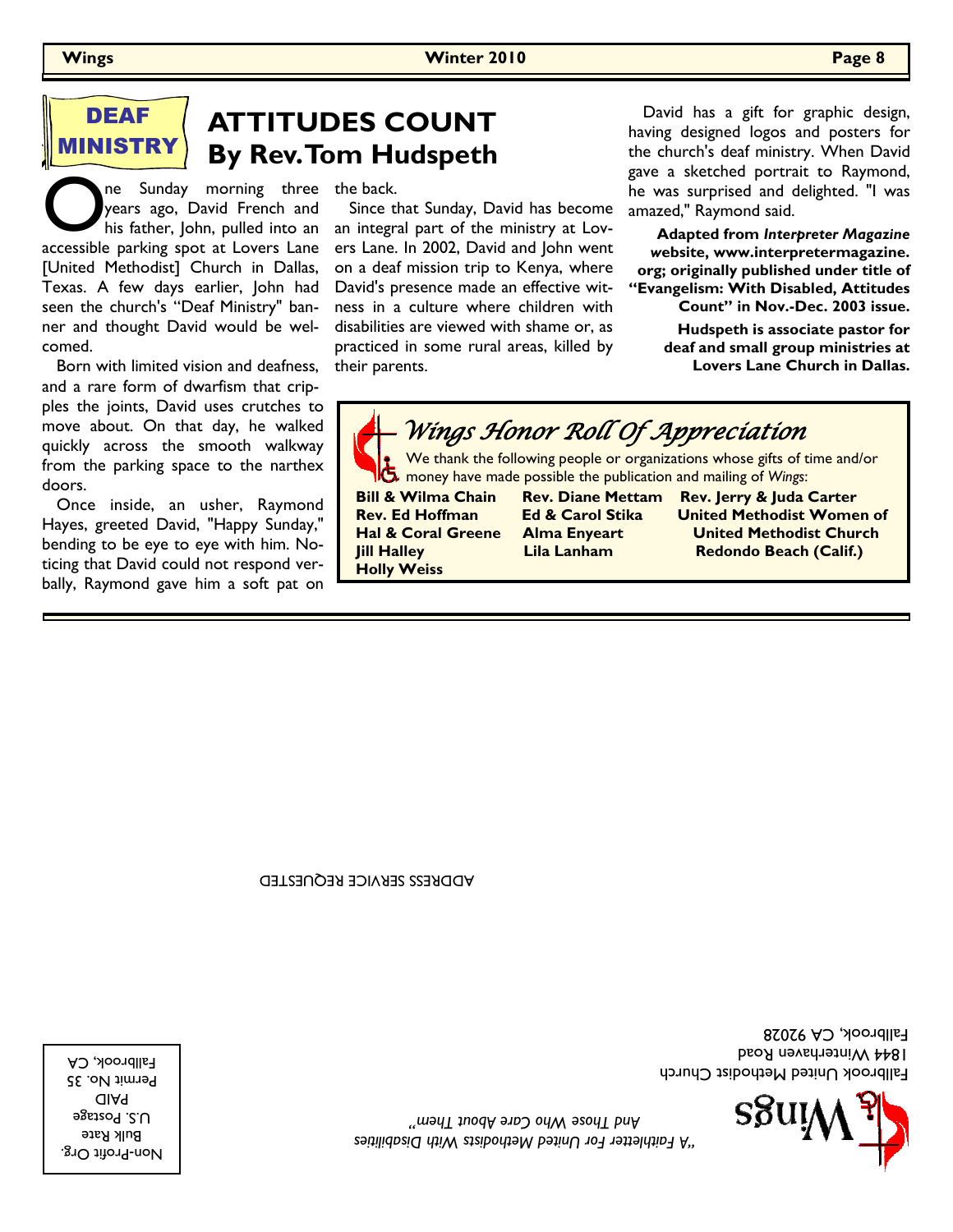DEAF MINISTRY

# ATTITUDES COUNT
## By Rev. Tom Hudspeth

One Sunday morning three years ago, David French and his father, John, pulled into an accessible parking spot at Lovers Lane [United Methodist] Church in Dallas, Texas. A few days earlier, John had seen the church's "Deaf Ministry" banner and thought David would be welcomed.

Born with limited vision and deafness, and a rare form of dwarfism that cripples the joints, David uses crutches to move about. On that day, he walked quickly across the smooth walkway from the parking space to the narthex doors.

Once inside, an usher, Raymond Hayes, greeted David, "Happy Sunday," bending to be eye to eye with him. Noticing that David could not respond verbally, Raymond gave him a soft pat on the back.

Since that Sunday, David has become an integral part of the ministry at Lovers Lane. In 2002, David and John went on a deaf mission trip to Kenya, where David's presence made an effective witness in a culture where children with disabilities are viewed with shame or, as practiced in some rural areas, killed by their parents.

David has a gift for graphic design, having designed logos and posters for the church's deaf ministry. When David gave a sketched portrait to Raymond, he was surprised and delighted. "I was amazed," Raymond said.

**Adapted from *Interpreter Magazine* website, www.interpretermagazine.org; originally published under title of "Evangelism: With Disabled, Attitudes Count" in Nov.-Dec. 2003 issue.**

**Hudspeth is associate pastor for deaf and small group ministries at Lovers Lane Church in Dallas.**

## *Wings Honor Roll Of Appreciation*

We thank the following people or organizations whose gifts of time and/or money have made possible the publication and mailing of *Wings*:

**Bill & Wilma Chain**
**Rev. Ed Hoffman**
**Hal & Coral Greene**
**Jill Halley**
**Holly Weiss**
**Rev. Diane Mettam**
**Ed & Carol Stika**
**Alma Enyeart**
**Lila Lanham**
**Rev. Jerry & Juda Carter**
**United Methodist Women of United Methodist Church Redondo Beach (Calif.)**

ADDRESS SERVICE REQUESTED

Wings

*"A Faithletter For United Methodists With Disabilities And Those Who Care About Them"*

Fallbrook United Methodist Church
1844 Winterhaven Road
Fallbrook, CA 92028

Non-Profit Org.
Bulk Rate
U.S. Postage
PAID
Permit No. 35
Fallbrook, CA